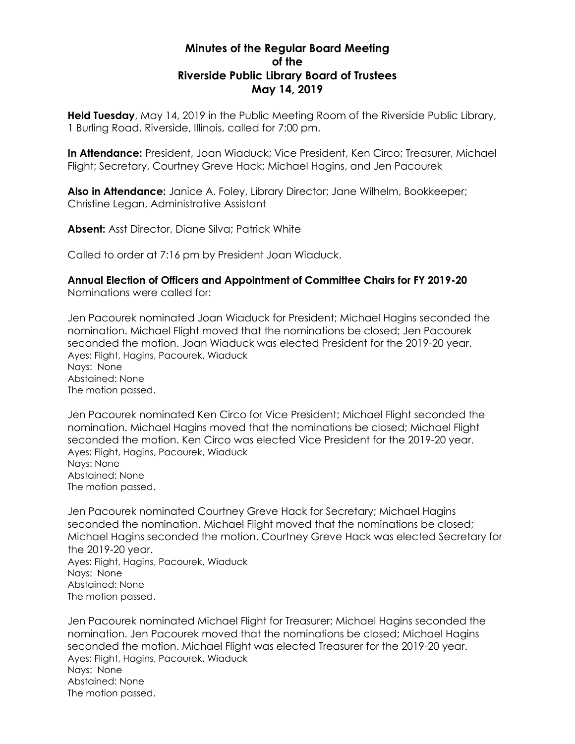# Minutes of the Regular Board Meeting of the Riverside Public Library Board of Trustees May 14, 2019

**Held Tuesday**, May 14, 2019 in the Public Meeting Room of the Riverside Public Library, 1 Burling Road, Riverside, Illinois, called for 7:00 pm.

**In Attendance:** President, Joan Wiaduck; Vice President, Ken Circo; Treasurer, Michael Flight; Secretary, Courtney Greve Hack; Michael Hagins, and Jen Pacourek

**Also in Attendance:** Janice A. Foley, Library Director; Jane Wilhelm, Bookkeeper; Christine Legan, Administrative Assistant

**Absent:** Asst Director, Diane Silva; Patrick White

Called to order at 7:16 pm by President Joan Wiaduck.

**Annual Election of Officers and Appointment of Committee Chairs for FY 2019-20**
Nominations were called for:

Jen Pacourek nominated Joan Wiaduck for President; Michael Hagins seconded the nomination. Michael Flight moved that the nominations be closed; Jen Pacourek seconded the motion. Joan Wiaduck was elected President for the 2019-20 year.
Ayes: Flight, Hagins, Pacourek, Wiaduck
Nays: None
Abstained: None
The motion passed.

Jen Pacourek nominated Ken Circo for Vice President; Michael Flight seconded the nomination. Michael Hagins moved that the nominations be closed; Michael Flight seconded the motion. Ken Circo was elected Vice President for the 2019-20 year.
Ayes: Flight, Hagins, Pacourek, Wiaduck
Nays: None
Abstained: None
The motion passed.

Jen Pacourek nominated Courtney Greve Hack for Secretary; Michael Hagins seconded the nomination. Michael Flight moved that the nominations be closed; Michael Hagins seconded the motion. Courtney Greve Hack was elected Secretary for the 2019-20 year.
Ayes: Flight, Hagins, Pacourek, Wiaduck
Nays: None
Abstained: None
The motion passed.

Jen Pacourek nominated Michael Flight for Treasurer; Michael Hagins seconded the nomination. Jen Pacourek moved that the nominations be closed; Michael Hagins seconded the motion. Michael Flight was elected Treasurer for the 2019-20 year.
Ayes: Flight, Hagins, Pacourek, Wiaduck
Nays: None
Abstained: None
The motion passed.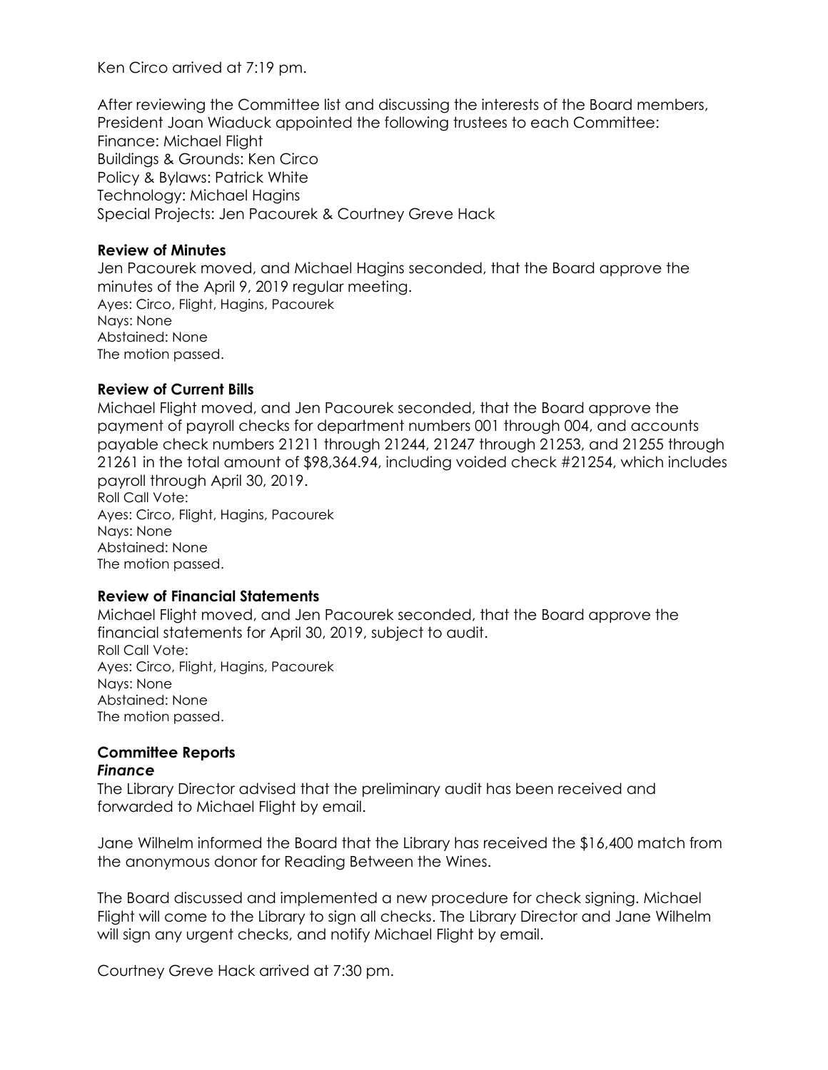Ken Circo arrived at 7:19 pm.

After reviewing the Committee list and discussing the interests of the Board members, President Joan Wiaduck appointed the following trustees to each Committee:
Finance: Michael Flight
Buildings & Grounds: Ken Circo
Policy & Bylaws: Patrick White
Technology: Michael Hagins
Special Projects: Jen Pacourek & Courtney Greve Hack

**Review of Minutes**

Jen Pacourek moved, and Michael Hagins seconded, that the Board approve the minutes of the April 9, 2019 regular meeting.
Ayes: Circo, Flight, Hagins, Pacourek
Nays: None
Abstained: None
The motion passed.

**Review of Current Bills**

Michael Flight moved, and Jen Pacourek seconded, that the Board approve the payment of payroll checks for department numbers 001 through 004, and accounts payable check numbers 21211 through 21244, 21247 through 21253, and 21255 through 21261 in the total amount of $98,364.94, including voided check #21254, which includes payroll through April 30, 2019.
Roll Call Vote:
Ayes: Circo, Flight, Hagins, Pacourek
Nays: None
Abstained: None
The motion passed.

**Review of Financial Statements**

Michael Flight moved, and Jen Pacourek seconded, that the Board approve the financial statements for April 30, 2019, subject to audit.
Roll Call Vote:
Ayes: Circo, Flight, Hagins, Pacourek
Nays: None
Abstained: None
The motion passed.

**Committee Reports**

***Finance***

The Library Director advised that the preliminary audit has been received and forwarded to Michael Flight by email.

Jane Wilhelm informed the Board that the Library has received the $16,400 match from the anonymous donor for Reading Between the Wines.

The Board discussed and implemented a new procedure for check signing. Michael Flight will come to the Library to sign all checks. The Library Director and Jane Wilhelm will sign any urgent checks, and notify Michael Flight by email.

Courtney Greve Hack arrived at 7:30 pm.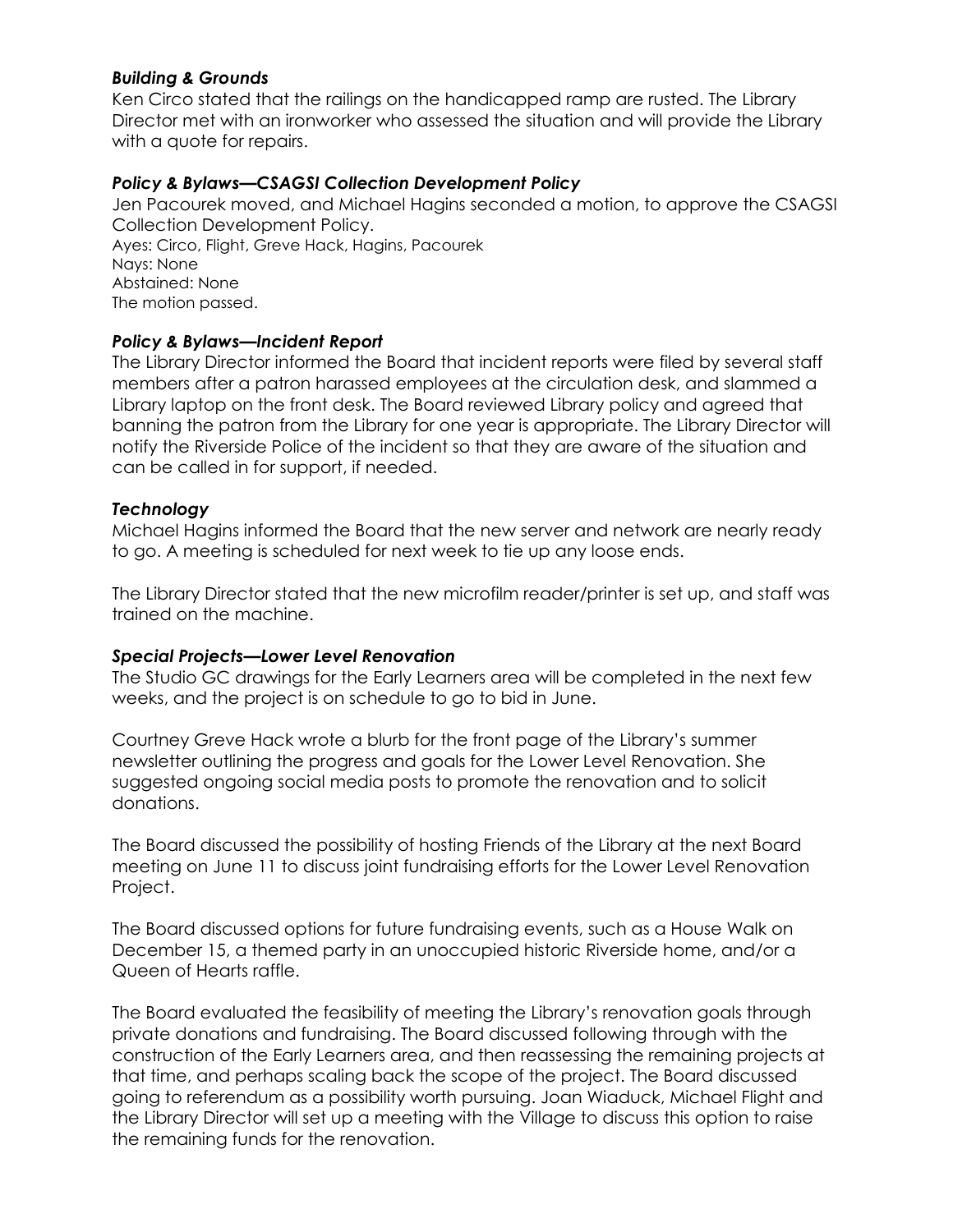### *Building & Grounds*

Ken Circo stated that the railings on the handicapped ramp are rusted. The Library Director met with an ironworker who assessed the situation and will provide the Library with a quote for repairs.

### *Policy & Bylaws—CSAGSI Collection Development Policy*

Jen Pacourek moved, and Michael Hagins seconded a motion, to approve the CSAGSI Collection Development Policy.
Ayes: Circo, Flight, Greve Hack, Hagins, Pacourek
Nays: None
Abstained: None
The motion passed.

### *Policy & Bylaws—Incident Report*

The Library Director informed the Board that incident reports were filed by several staff members after a patron harassed employees at the circulation desk, and slammed a Library laptop on the front desk. The Board reviewed Library policy and agreed that banning the patron from the Library for one year is appropriate. The Library Director will notify the Riverside Police of the incident so that they are aware of the situation and can be called in for support, if needed.

### *Technology*

Michael Hagins informed the Board that the new server and network are nearly ready to go. A meeting is scheduled for next week to tie up any loose ends.

The Library Director stated that the new microfilm reader/printer is set up, and staff was trained on the machine.

### *Special Projects—Lower Level Renovation*

The Studio GC drawings for the Early Learners area will be completed in the next few weeks, and the project is on schedule to go to bid in June.

Courtney Greve Hack wrote a blurb for the front page of the Library's summer newsletter outlining the progress and goals for the Lower Level Renovation. She suggested ongoing social media posts to promote the renovation and to solicit donations.

The Board discussed the possibility of hosting Friends of the Library at the next Board meeting on June 11 to discuss joint fundraising efforts for the Lower Level Renovation Project.

The Board discussed options for future fundraising events, such as a House Walk on December 15, a themed party in an unoccupied historic Riverside home, and/or a Queen of Hearts raffle.

The Board evaluated the feasibility of meeting the Library's renovation goals through private donations and fundraising. The Board discussed following through with the construction of the Early Learners area, and then reassessing the remaining projects at that time, and perhaps scaling back the scope of the project. The Board discussed going to referendum as a possibility worth pursuing. Joan Wiaduck, Michael Flight and the Library Director will set up a meeting with the Village to discuss this option to raise the remaining funds for the renovation.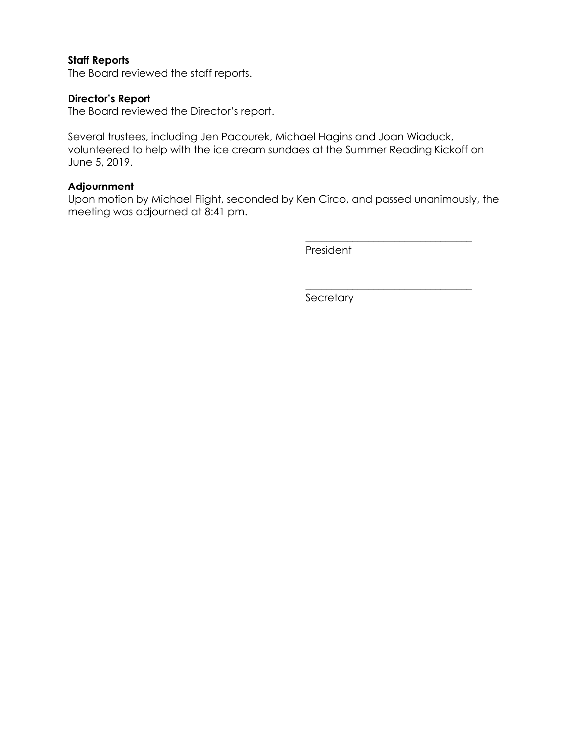**Staff Reports**

The Board reviewed the staff reports.

**Director's Report**

The Board reviewed the Director's report.

Several trustees, including Jen Pacourek, Michael Hagins and Joan Wiaduck, volunteered to help with the ice cream sundaes at the Summer Reading Kickoff on June 5, 2019.

**Adjournment**

Upon motion by Michael Flight, seconded by Ken Circo, and passed unanimously, the meeting was adjourned at 8:41 pm.

_________________________________
President

_________________________________
Secretary